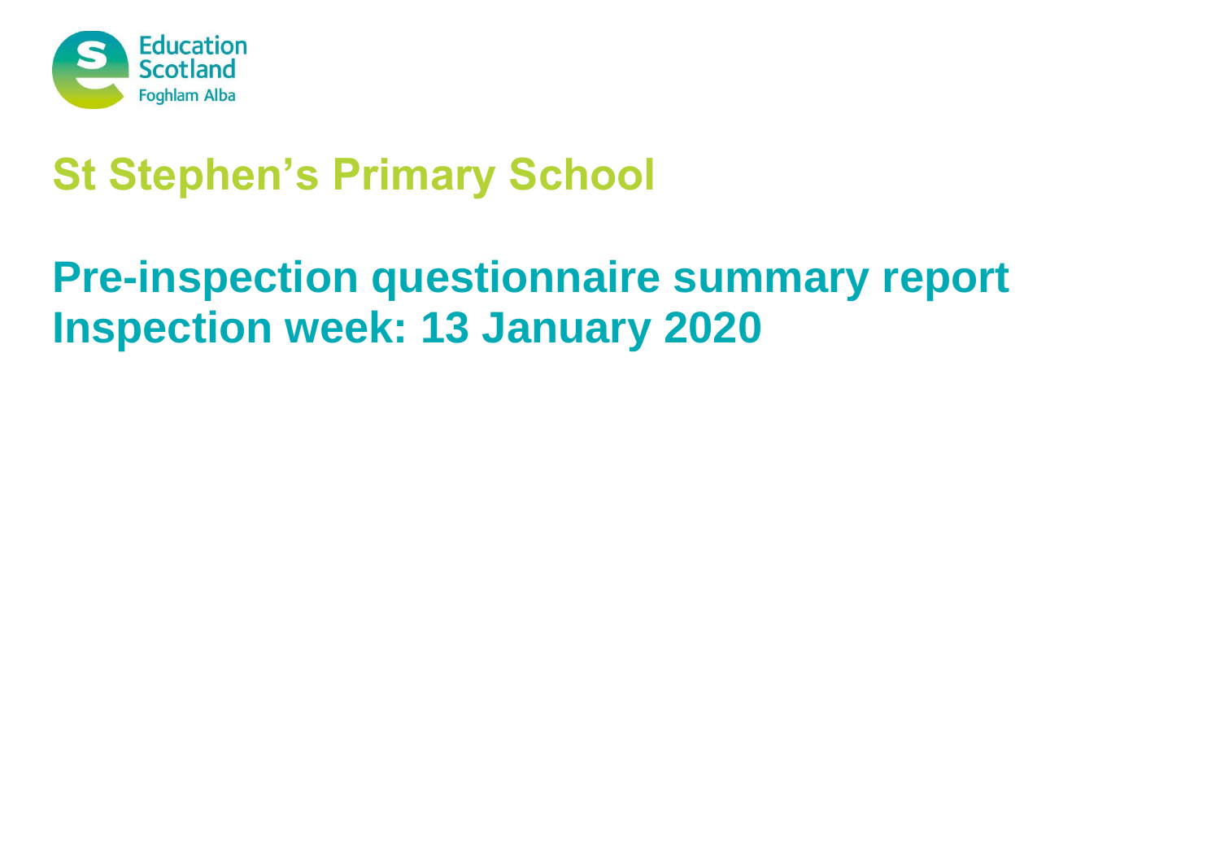Education Scotland
Foghlam Alba

# St Stephen's Primary School

# Pre-inspection questionnaire summary report
# Inspection week: 13 January 2020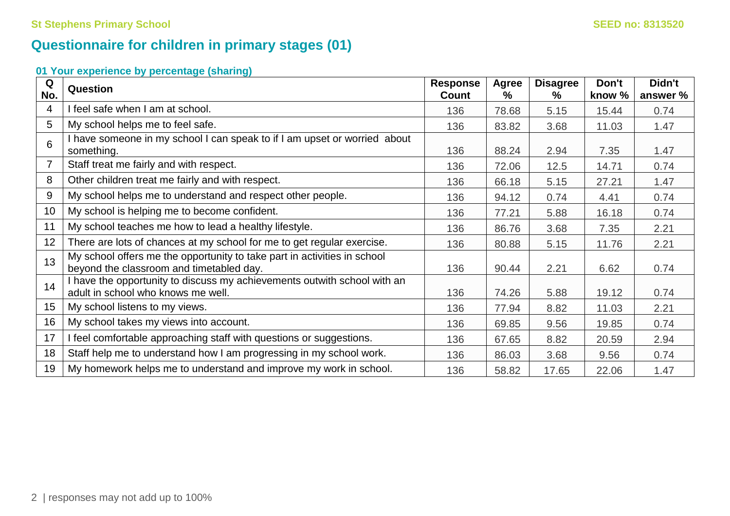St Stephens Primary School

SEED no: 8313520

## Questionnaire for children in primary stages (01)

### 01 Your experience by percentage (sharing)

| Q No. | Question | Response Count | Agree % | Disagree % | Don't know % | Didn't answer % |
|---|---|---|---|---|---|---|
| 4 | I feel safe when I am at school. | 136 | 78.68 | 5.15 | 15.44 | 0.74 |
| 5 | My school helps me to feel safe. | 136 | 83.82 | 3.68 | 11.03 | 1.47 |
| 6 | I have someone in my school I can speak to if I am upset or worried about something. | 136 | 88.24 | 2.94 | 7.35 | 1.47 |
| 7 | Staff treat me fairly and with respect. | 136 | 72.06 | 12.5 | 14.71 | 0.74 |
| 8 | Other children treat me fairly and with respect. | 136 | 66.18 | 5.15 | 27.21 | 1.47 |
| 9 | My school helps me to understand and respect other people. | 136 | 94.12 | 0.74 | 4.41 | 0.74 |
| 10 | My school is helping me to become confident. | 136 | 77.21 | 5.88 | 16.18 | 0.74 |
| 11 | My school teaches me how to lead a healthy lifestyle. | 136 | 86.76 | 3.68 | 7.35 | 2.21 |
| 12 | There are lots of chances at my school for me to get regular exercise. | 136 | 80.88 | 5.15 | 11.76 | 2.21 |
| 13 | My school offers me the opportunity to take part in activities in school beyond the classroom and timetabled day. | 136 | 90.44 | 2.21 | 6.62 | 0.74 |
| 14 | I have the opportunity to discuss my achievements outwith school with an adult in school who knows me well. | 136 | 74.26 | 5.88 | 19.12 | 0.74 |
| 15 | My school listens to my views. | 136 | 77.94 | 8.82 | 11.03 | 2.21 |
| 16 | My school takes my views into account. | 136 | 69.85 | 9.56 | 19.85 | 0.74 |
| 17 | I feel comfortable approaching staff with questions or suggestions. | 136 | 67.65 | 8.82 | 20.59 | 2.94 |
| 18 | Staff help me to understand how I am progressing in my school work. | 136 | 86.03 | 3.68 | 9.56 | 0.74 |
| 19 | My homework helps me to understand and improve my work in school. | 136 | 58.82 | 17.65 | 22.06 | 1.47 |

responses may not add up to 100%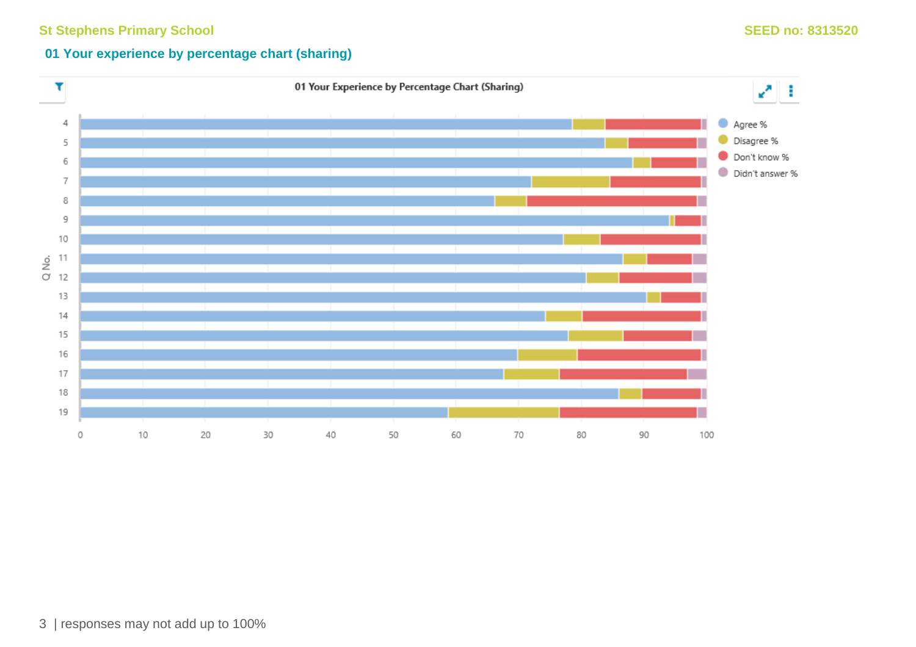St Stephens Primary School

SEED no: 8313520

## 01 Your experience by percentage chart (sharing)

01 Your Experience by Percentage Chart (Sharing)

Q No.

4
5
6
7
8
9
10
11
12
13
14
15
16
17
18
19

0 10 20 30 40 50 60 70 80 90 100

Agree %
Disagree %
Don't know %
Didn't answer %

| responses may not add up to 100%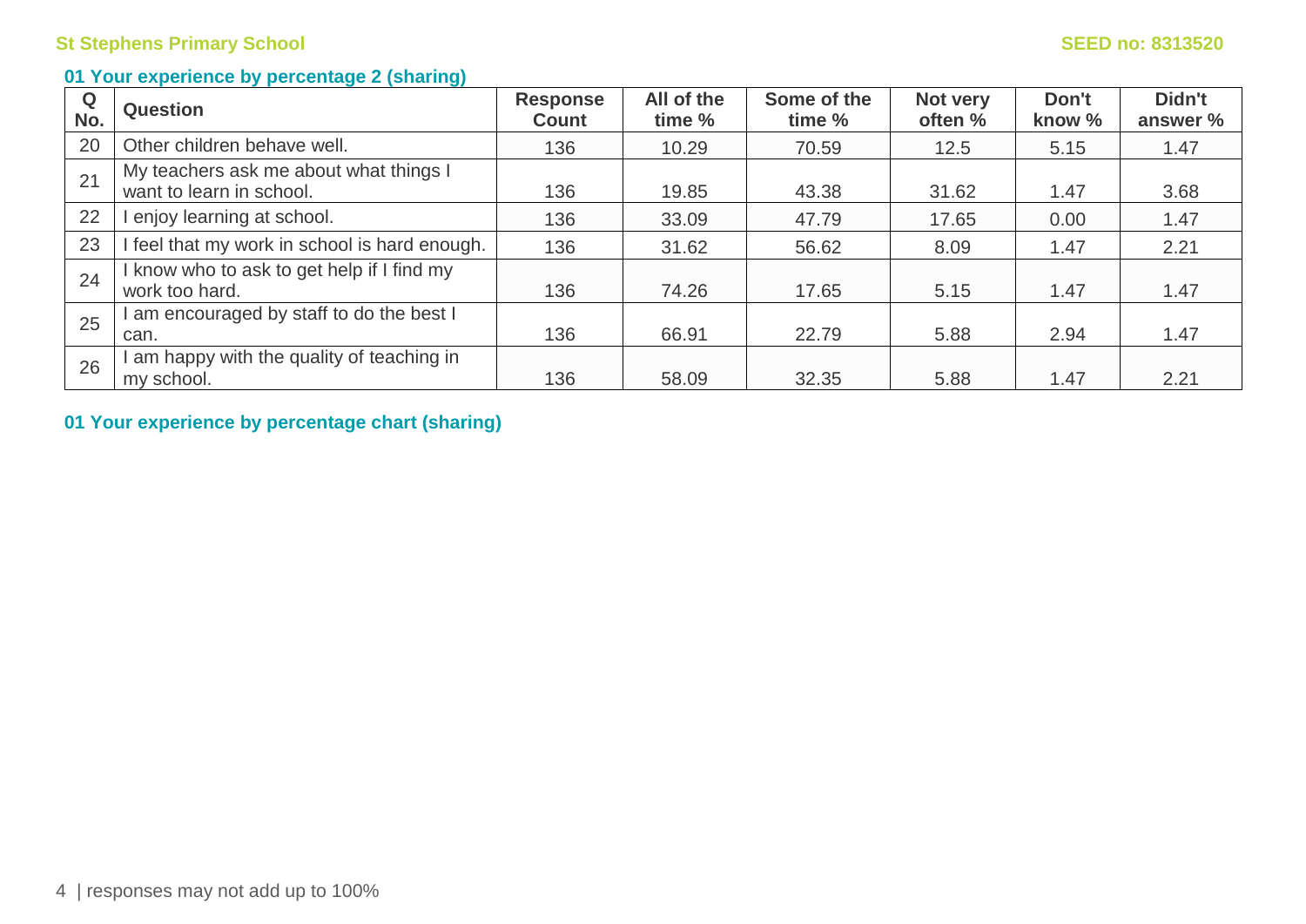### 01 Your experience by percentage 2 (sharing)

| Q No. | Question | Response Count | All of the time % | Some of the time % | Not very often % | Don't know % | Didn't answer % |
|---|---|---|---|---|---|---|---|
| 20 | Other children behave well. | 136 | 10.29 | 70.59 | 12.5 | 5.15 | 1.47 |
| 21 | My teachers ask me about what things I want to learn in school. | 136 | 19.85 | 43.38 | 31.62 | 1.47 | 3.68 |
| 22 | I enjoy learning at school. | 136 | 33.09 | 47.79 | 17.65 | 0.00 | 1.47 |
| 23 | I feel that my work in school is hard enough. | 136 | 31.62 | 56.62 | 8.09 | 1.47 | 2.21 |
| 24 | I know who to ask to get help if I find my work too hard. | 136 | 74.26 | 17.65 | 5.15 | 1.47 | 1.47 |
| 25 | I am encouraged by staff to do the best I can. | 136 | 66.91 | 22.79 | 5.88 | 2.94 | 1.47 |
| 26 | I am happy with the quality of teaching in my school. | 136 | 58.09 | 32.35 | 5.88 | 1.47 | 2.21 |

### 01 Your experience by percentage chart (sharing)

| responses may not add up to 100%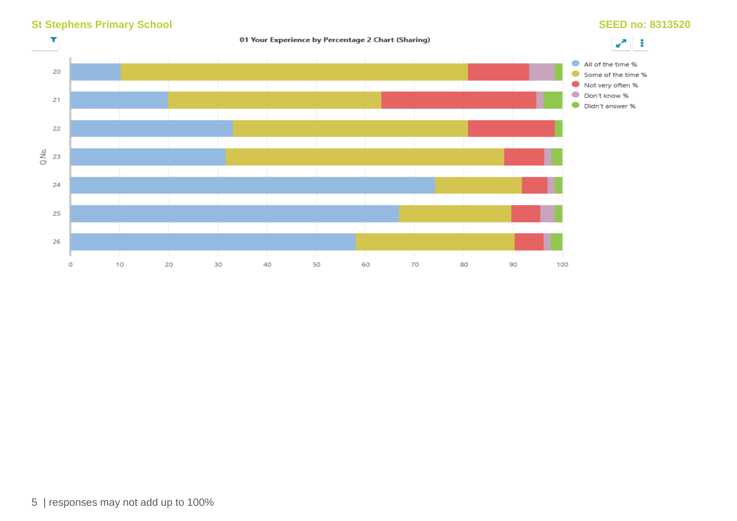St Stephens Primary School

SEED no: 8313520

01 Your Experience by Percentage 2 Chart (Sharing)

Q No.

20
21
22
23
24
25
26

0 10 20 30 40 50 60 70 80 90 100

All of the time %
Some of the time %
Not very often %
Don't know %
Didn't answer %

| responses may not add up to 100%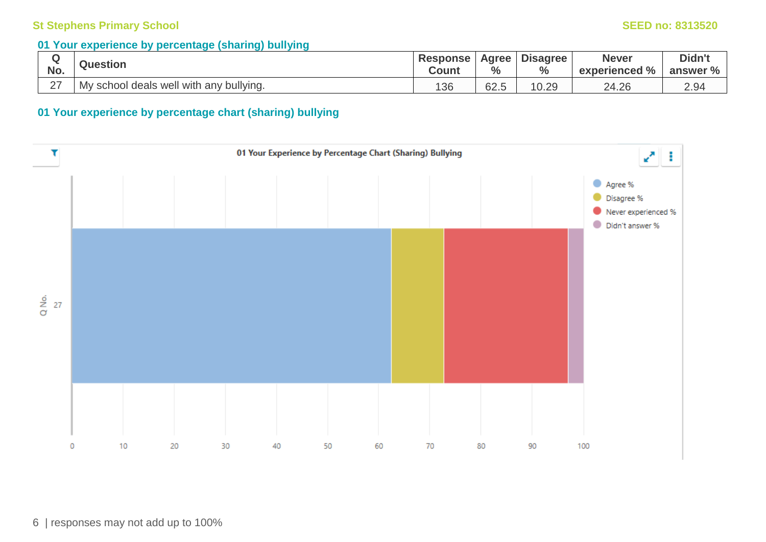## 01 Your experience by percentage (sharing) bullying

| Q No. | Question | Response Count | Agree % | Disagree % | Never experienced % | Didn't answer % |
|---|---|---|---|---|---|---|
| 27 | My school deals well with any bullying. | 136 | 62.5 | 10.29 | 24.26 | 2.94 |

## 01 Your experience by percentage chart (sharing) bullying

01 Your Experience by Percentage Chart (Sharing) Bullying

Agree %
Disagree %
Never experienced %
Didn't answer %

Q No.
27

0
10
20
30
40
50
60
70
80
90
100

| responses may not add up to 100%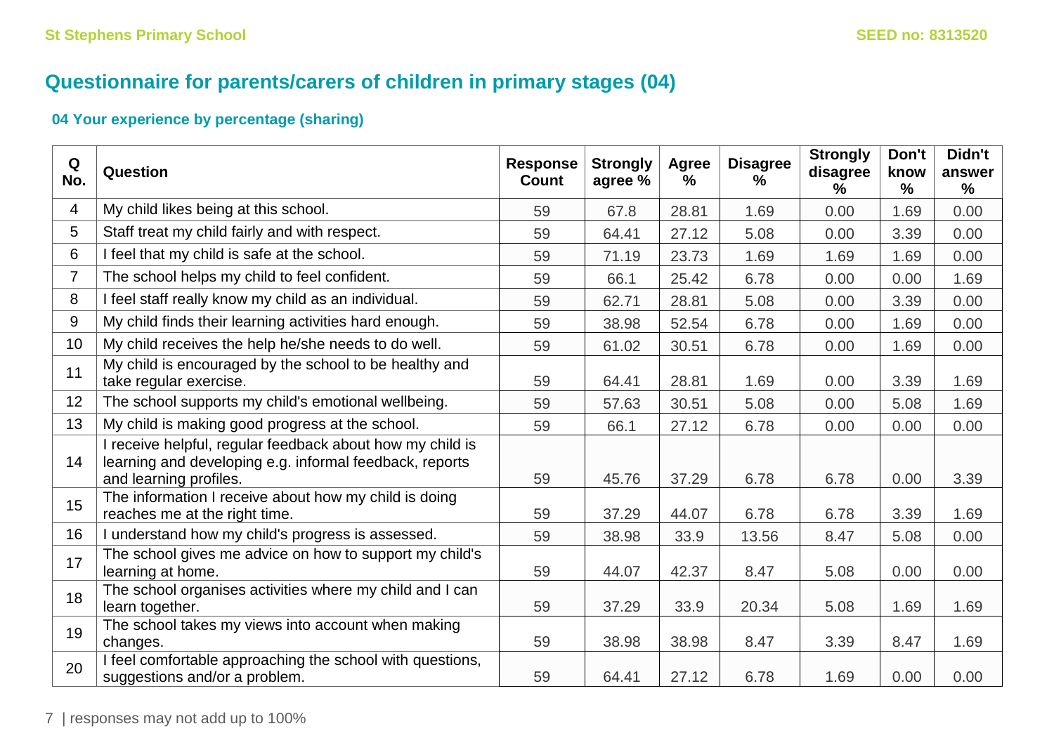## Questionnaire for parents/carers of children in primary stages (04)

### 04 Your experience by percentage (sharing)

| Q No. | Question | Response Count | Strongly agree % | Agree % | Disagree % | Strongly disagree % | Don't know % | Didn't answer % |
|---|---|---|---|---|---|---|---|---|
| 4 | My child likes being at this school. | 59 | 67.8 | 28.81 | 1.69 | 0.00 | 1.69 | 0.00 |
| 5 | Staff treat my child fairly and with respect. | 59 | 64.41 | 27.12 | 5.08 | 0.00 | 3.39 | 0.00 |
| 6 | I feel that my child is safe at the school. | 59 | 71.19 | 23.73 | 1.69 | 1.69 | 1.69 | 0.00 |
| 7 | The school helps my child to feel confident. | 59 | 66.1 | 25.42 | 6.78 | 0.00 | 0.00 | 1.69 |
| 8 | I feel staff really know my child as an individual. | 59 | 62.71 | 28.81 | 5.08 | 0.00 | 3.39 | 0.00 |
| 9 | My child finds their learning activities hard enough. | 59 | 38.98 | 52.54 | 6.78 | 0.00 | 1.69 | 0.00 |
| 10 | My child receives the help he/she needs to do well. | 59 | 61.02 | 30.51 | 6.78 | 0.00 | 1.69 | 0.00 |
| 11 | My child is encouraged by the school to be healthy and take regular exercise. | 59 | 64.41 | 28.81 | 1.69 | 0.00 | 3.39 | 1.69 |
| 12 | The school supports my child's emotional wellbeing. | 59 | 57.63 | 30.51 | 5.08 | 0.00 | 5.08 | 1.69 |
| 13 | My child is making good progress at the school. | 59 | 66.1 | 27.12 | 6.78 | 0.00 | 0.00 | 0.00 |
| 14 | I receive helpful, regular feedback about how my child is learning and developing e.g. informal feedback, reports and learning profiles. | 59 | 45.76 | 37.29 | 6.78 | 6.78 | 0.00 | 3.39 |
| 15 | The information I receive about how my child is doing reaches me at the right time. | 59 | 37.29 | 44.07 | 6.78 | 6.78 | 3.39 | 1.69 |
| 16 | I understand how my child's progress is assessed. | 59 | 38.98 | 33.9 | 13.56 | 8.47 | 5.08 | 0.00 |
| 17 | The school gives me advice on how to support my child's learning at home. | 59 | 44.07 | 42.37 | 8.47 | 5.08 | 0.00 | 0.00 |
| 18 | The school organises activities where my child and I can learn together. | 59 | 37.29 | 33.9 | 20.34 | 5.08 | 1.69 | 1.69 |
| 19 | The school takes my views into account when making changes. | 59 | 38.98 | 38.98 | 8.47 | 3.39 | 8.47 | 1.69 |
| 20 | I feel comfortable approaching the school with questions, suggestions and/or a problem. | 59 | 64.41 | 27.12 | 6.78 | 1.69 | 0.00 | 0.00 |

responses may not add up to 100%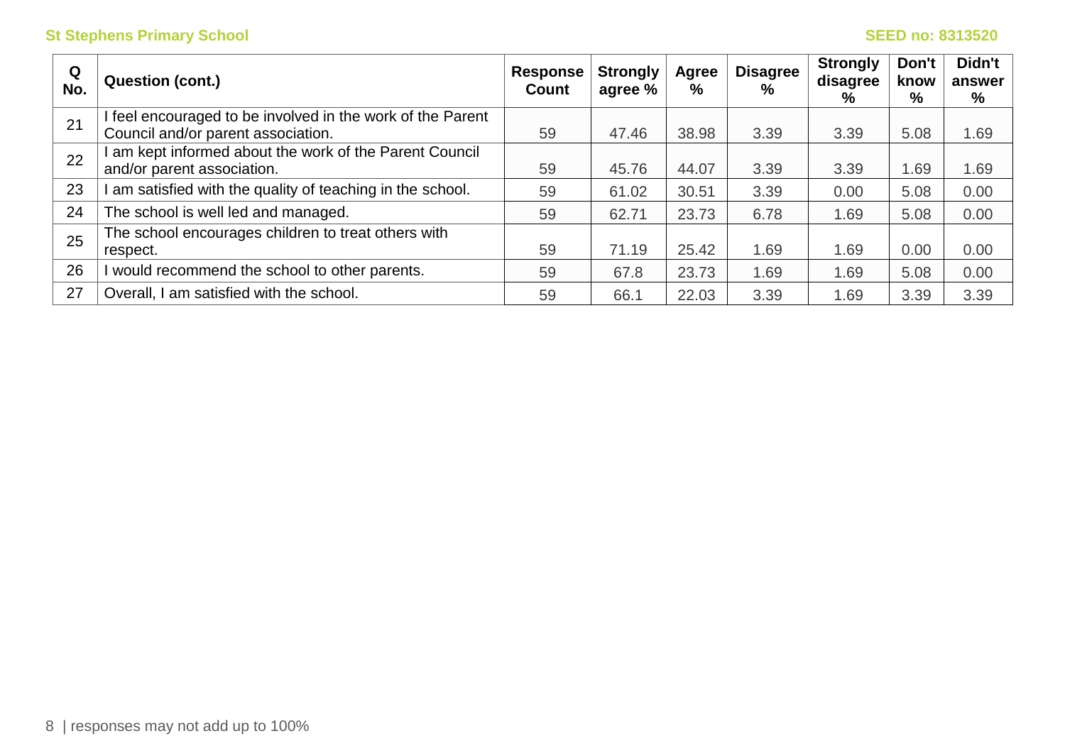| Q No. | Question (cont.) | Response Count | Strongly agree % | Agree % | Disagree % | Strongly disagree % | Don't know % | Didn't answer % |
|---|---|---|---|---|---|---|---|---|
| 21 | I feel encouraged to be involved in the work of the Parent Council and/or parent association. | 59 | 47.46 | 38.98 | 3.39 | 3.39 | 5.08 | 1.69 |
| 22 | I am kept informed about the work of the Parent Council and/or parent association. | 59 | 45.76 | 44.07 | 3.39 | 3.39 | 1.69 | 1.69 |
| 23 | I am satisfied with the quality of teaching in the school. | 59 | 61.02 | 30.51 | 3.39 | 0.00 | 5.08 | 0.00 |
| 24 | The school is well led and managed. | 59 | 62.71 | 23.73 | 6.78 | 1.69 | 5.08 | 0.00 |
| 25 | The school encourages children to treat others with respect. | 59 | 71.19 | 25.42 | 1.69 | 1.69 | 0.00 | 0.00 |
| 26 | I would recommend the school to other parents. | 59 | 67.8 | 23.73 | 1.69 | 1.69 | 5.08 | 0.00 |
| 27 | Overall, I am satisfied with the school. | 59 | 66.1 | 22.03 | 3.39 | 1.69 | 3.39 | 3.39 |

responses may not add up to 100%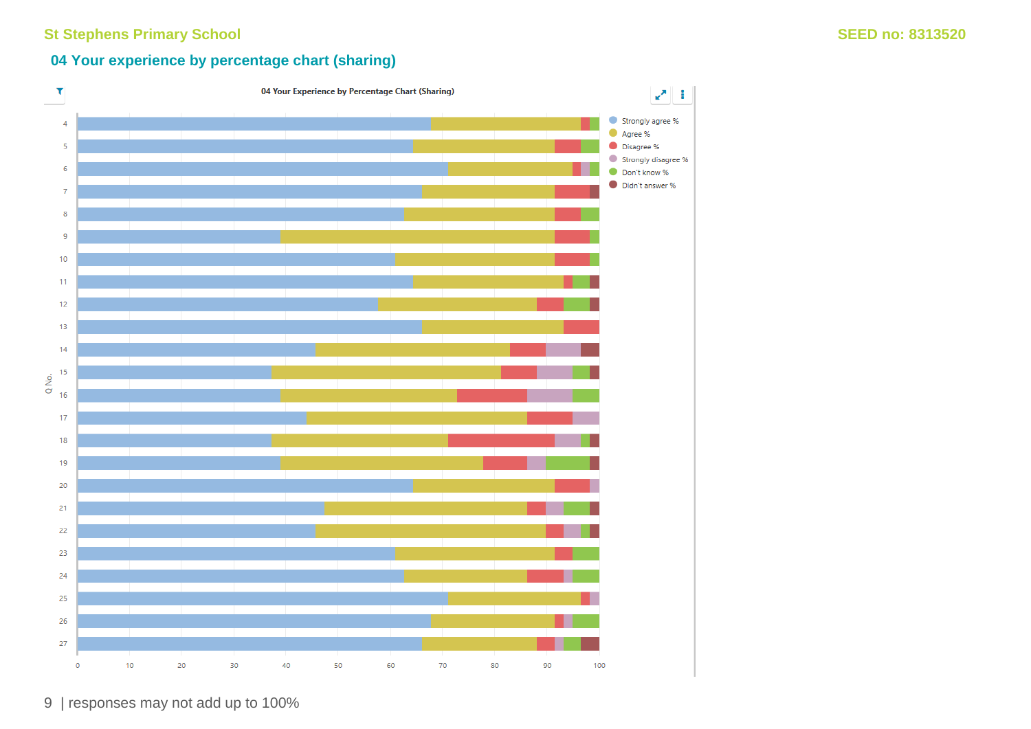St Stephens Primary School

SEED no: 8313520

## 04 Your experience by percentage chart (sharing)

04 Your Experience by Percentage Chart (Sharing)

Strongly agree %
Agree %
Disagree %
Strongly disagree %
Don't know %
Didn't answer %

Q No.

4
5
6
7
8
9
10
11
12
13
14
15
16
17
18
19
20
21
22
23
24
25
26
27

0 10 20 30 40 50 60 70 80 90 100

| responses may not add up to 100%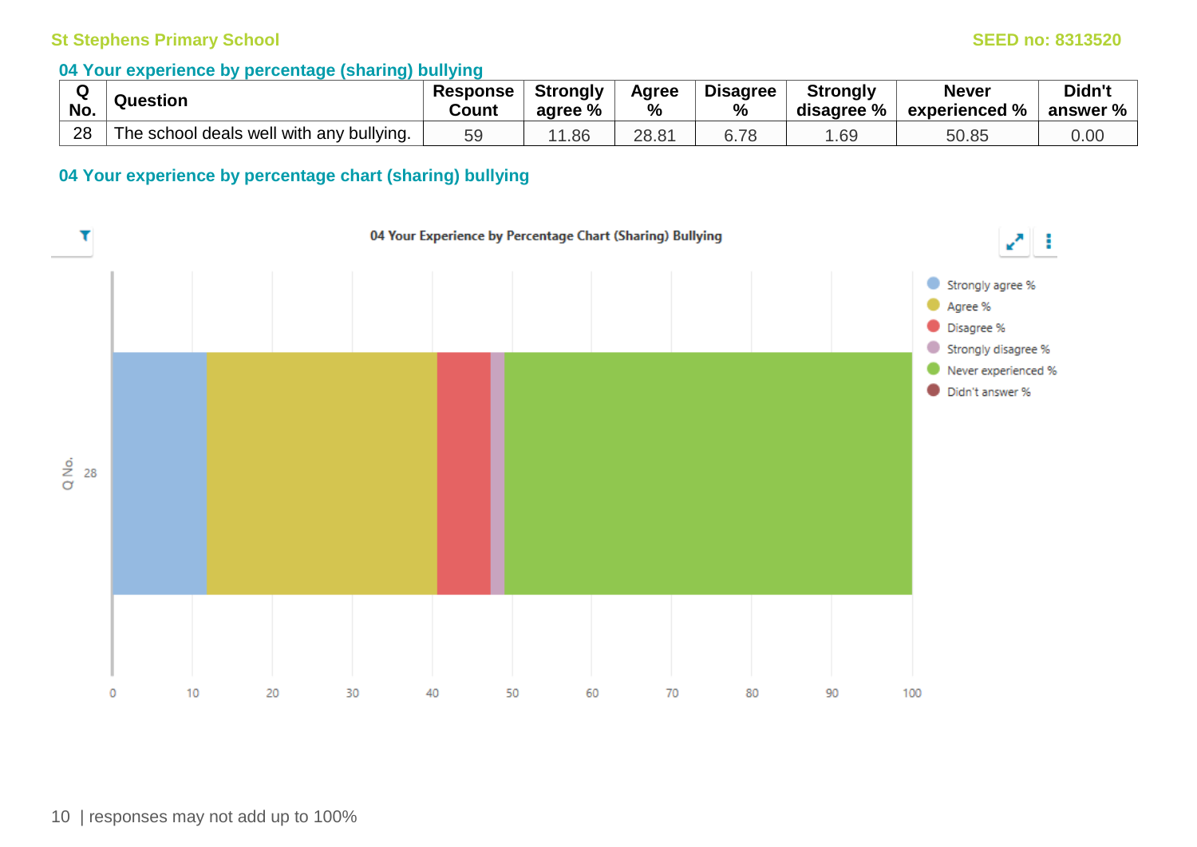## 04 Your experience by percentage (sharing) bullying

| Q No. | Question | Response Count | Strongly agree % | Agree % | Disagree % | Strongly disagree % | Never experienced % | Didn't answer % |
|---|---|---|---|---|---|---|---|---|
| 28 | The school deals well with any bullying. | 59 | 11.86 | 28.81 | 6.78 | 1.69 | 50.85 | 0.00 |

## 04 Your experience by percentage chart (sharing) bullying

04 Your Experience by Percentage Chart (Sharing) Bullying

Q No.

28

0 10 20 30 40 50 60 70 80 90 100

Strongly agree %
Agree %
Disagree %
Strongly disagree %
Never experienced %
Didn't answer %

| responses may not add up to 100%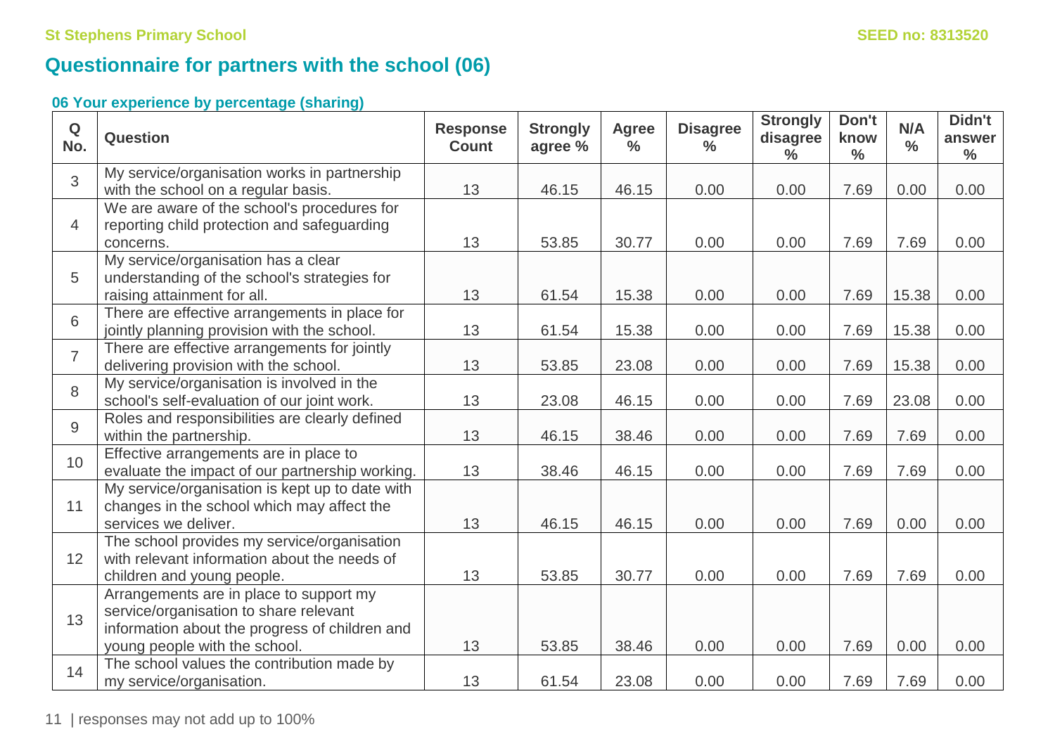## Questionnaire for partners with the school (06)

### 06 Your experience by percentage (sharing)

| Q No. | Question | Response Count | Strongly agree % | Agree % | Disagree % | Strongly disagree % | Don't know % | N/A % | Didn't answer % |
|---|---|---|---|---|---|---|---|---|---|
| 3 | My service/organisation works in partnership with the school on a regular basis. | 13 | 46.15 | 46.15 | 0.00 | 0.00 | 7.69 | 0.00 | 0.00 |
| 4 | We are aware of the school's procedures for reporting child protection and safeguarding concerns. | 13 | 53.85 | 30.77 | 0.00 | 0.00 | 7.69 | 7.69 | 0.00 |
| 5 | My service/organisation has a clear understanding of the school's strategies for raising attainment for all. | 13 | 61.54 | 15.38 | 0.00 | 0.00 | 7.69 | 15.38 | 0.00 |
| 6 | There are effective arrangements in place for jointly planning provision with the school. | 13 | 61.54 | 15.38 | 0.00 | 0.00 | 7.69 | 15.38 | 0.00 |
| 7 | There are effective arrangements for jointly delivering provision with the school. | 13 | 53.85 | 23.08 | 0.00 | 0.00 | 7.69 | 15.38 | 0.00 |
| 8 | My service/organisation is involved in the school's self-evaluation of our joint work. | 13 | 23.08 | 46.15 | 0.00 | 0.00 | 7.69 | 23.08 | 0.00 |
| 9 | Roles and responsibilities are clearly defined within the partnership. | 13 | 46.15 | 38.46 | 0.00 | 0.00 | 7.69 | 7.69 | 0.00 |
| 10 | Effective arrangements are in place to evaluate the impact of our partnership working. | 13 | 38.46 | 46.15 | 0.00 | 0.00 | 7.69 | 7.69 | 0.00 |
| 11 | My service/organisation is kept up to date with changes in the school which may affect the services we deliver. | 13 | 46.15 | 46.15 | 0.00 | 0.00 | 7.69 | 0.00 | 0.00 |
| 12 | The school provides my service/organisation with relevant information about the needs of children and young people. | 13 | 53.85 | 30.77 | 0.00 | 0.00 | 7.69 | 7.69 | 0.00 |
| 13 | Arrangements are in place to support my service/organisation to share relevant information about the progress of children and young people with the school. | 13 | 53.85 | 38.46 | 0.00 | 0.00 | 7.69 | 0.00 | 0.00 |
| 14 | The school values the contribution made by my service/organisation. | 13 | 61.54 | 23.08 | 0.00 | 0.00 | 7.69 | 7.69 | 0.00 |

responses may not add up to 100%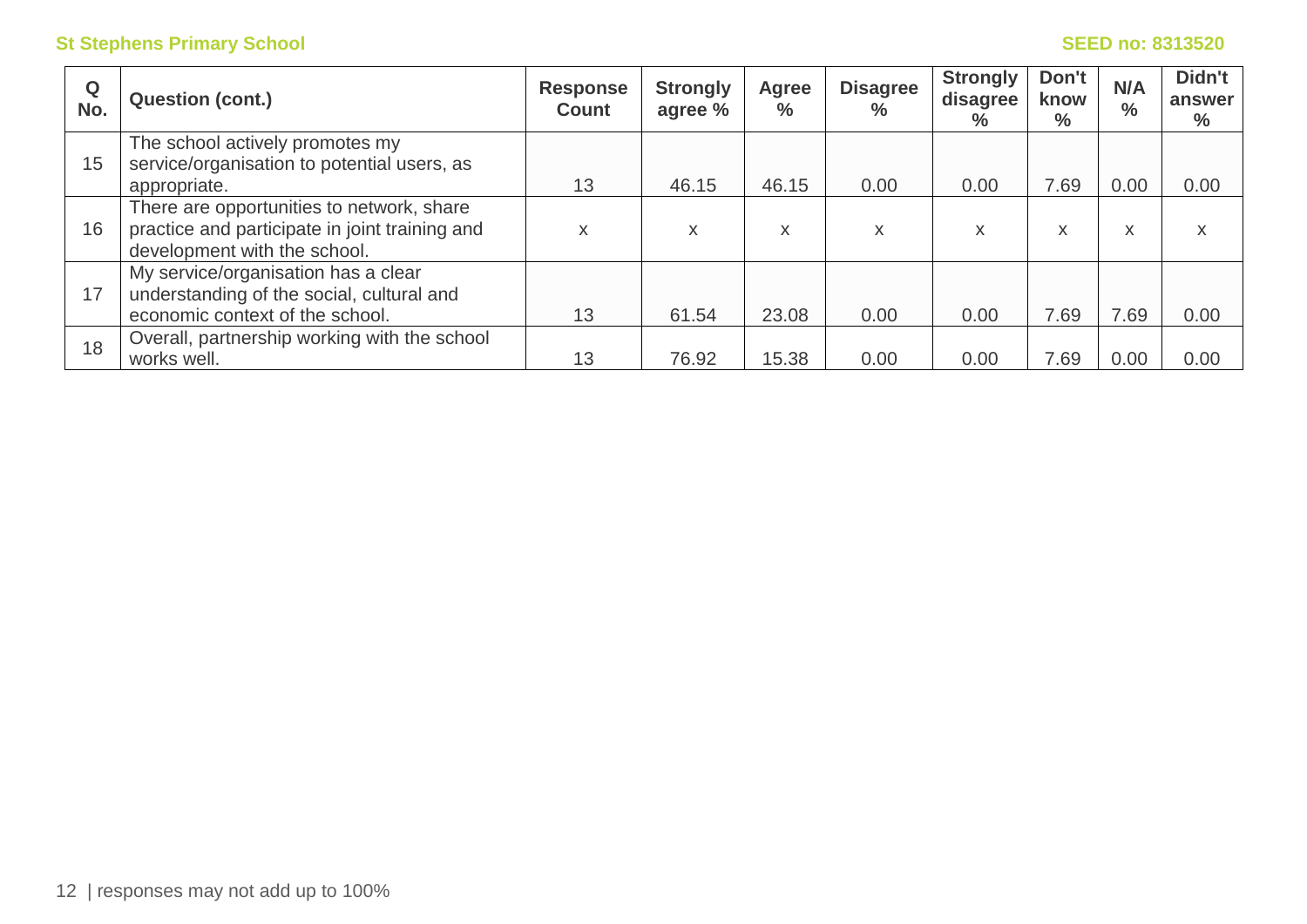| Q No. | Question (cont.) | Response Count | Strongly agree % | Agree % | Disagree % | Strongly disagree % | Don't know % | N/A % | Didn't answer % |
|---|---|---|---|---|---|---|---|---|---|
| 15 | The school actively promotes my service/organisation to potential users, as appropriate. | 13 | 46.15 | 46.15 | 0.00 | 0.00 | 7.69 | 0.00 | 0.00 |
| 16 | There are opportunities to network, share practice and participate in joint training and development with the school. | x | x | x | x | x | x | x | x |
| 17 | My service/organisation has a clear understanding of the social, cultural and economic context of the school. | 13 | 61.54 | 23.08 | 0.00 | 0.00 | 7.69 | 7.69 | 0.00 |
| 18 | Overall, partnership working with the school works well. | 13 | 76.92 | 15.38 | 0.00 | 0.00 | 7.69 | 0.00 | 0.00 |

responses may not add up to 100%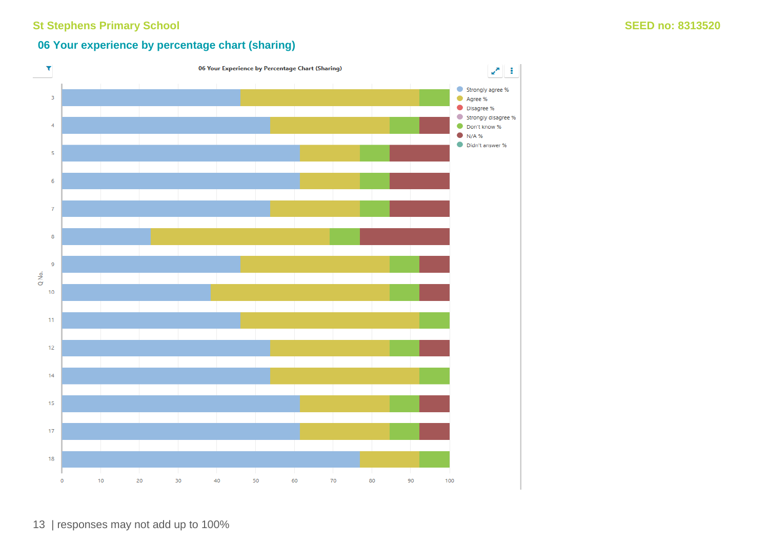St Stephens Primary School

SEED no: 8313520

## 06 Your experience by percentage chart (sharing)

06 Your Experience by Percentage Chart (Sharing)

Strongly agree %
Agree %
Disagree %
Strongly disagree %
Don't know %
N/A %
Didn't answer %

Q No.

3
4
5
6
7
8
9
10
11
12
14
15
17
18

0 10 20 30 40 50 60 70 80 90 100

| responses may not add up to 100%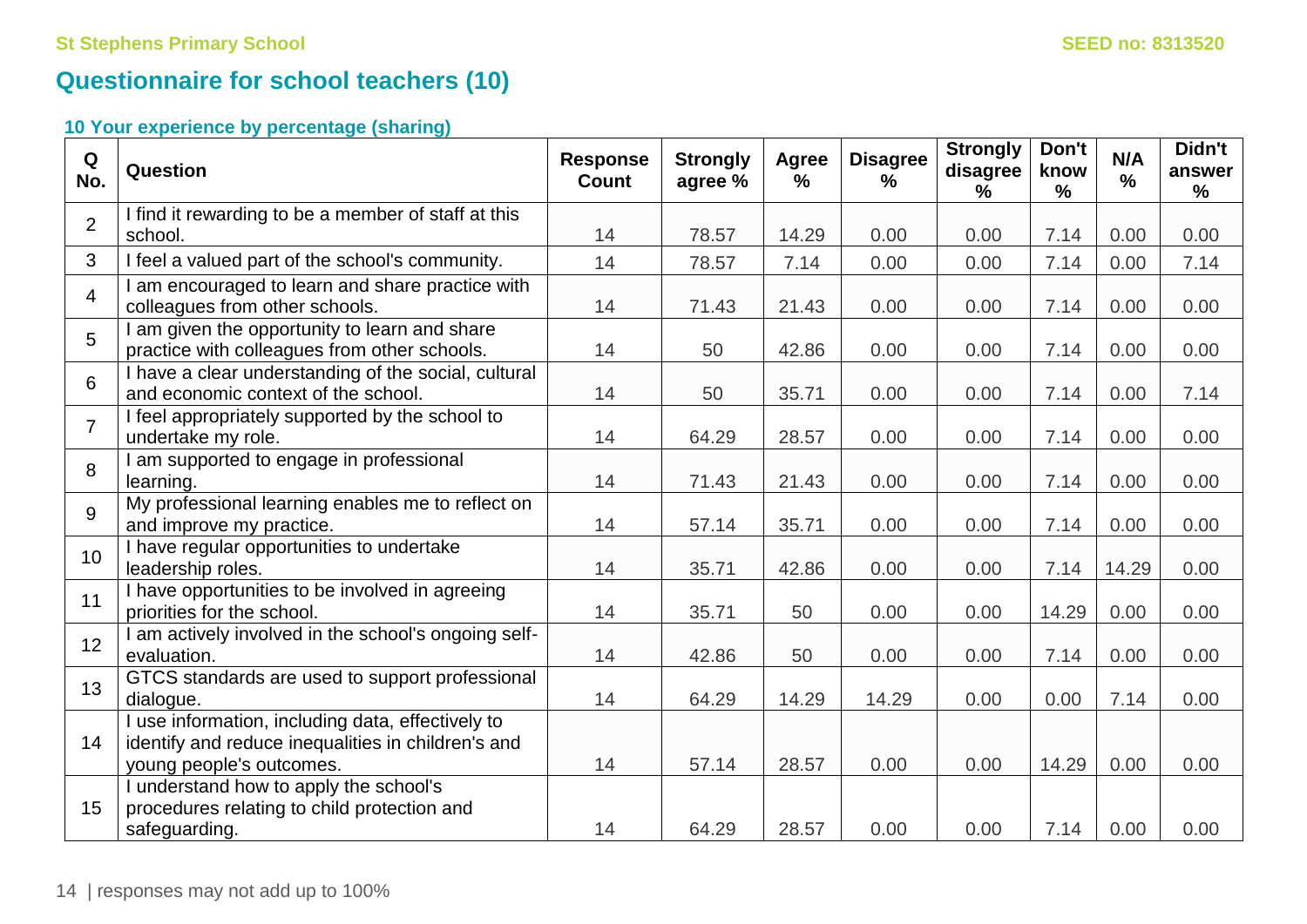St Stephens Primary School | SEED no: 8313520

## Questionnaire for school teachers (10)

### 10 Your experience by percentage (sharing)

| Q No. | Question | Response Count | Strongly agree % | Agree % | Disagree % | Strongly disagree % | Don't know % | N/A % | Didn't answer % |
|---|---|---|---|---|---|---|---|---|---|
| 2 | I find it rewarding to be a member of staff at this school. | 14 | 78.57 | 14.29 | 0.00 | 0.00 | 7.14 | 0.00 | 0.00 |
| 3 | I feel a valued part of the school's community. | 14 | 78.57 | 7.14 | 0.00 | 0.00 | 7.14 | 0.00 | 7.14 |
| 4 | I am encouraged to learn and share practice with colleagues from other schools. | 14 | 71.43 | 21.43 | 0.00 | 0.00 | 7.14 | 0.00 | 0.00 |
| 5 | I am given the opportunity to learn and share practice with colleagues from other schools. | 14 | 50 | 42.86 | 0.00 | 0.00 | 7.14 | 0.00 | 0.00 |
| 6 | I have a clear understanding of the social, cultural and economic context of the school. | 14 | 50 | 35.71 | 0.00 | 0.00 | 7.14 | 0.00 | 7.14 |
| 7 | I feel appropriately supported by the school to undertake my role. | 14 | 64.29 | 28.57 | 0.00 | 0.00 | 7.14 | 0.00 | 0.00 |
| 8 | I am supported to engage in professional learning. | 14 | 71.43 | 21.43 | 0.00 | 0.00 | 7.14 | 0.00 | 0.00 |
| 9 | My professional learning enables me to reflect on and improve my practice. | 14 | 57.14 | 35.71 | 0.00 | 0.00 | 7.14 | 0.00 | 0.00 |
| 10 | I have regular opportunities to undertake leadership roles. | 14 | 35.71 | 42.86 | 0.00 | 0.00 | 7.14 | 14.29 | 0.00 |
| 11 | I have opportunities to be involved in agreeing priorities for the school. | 14 | 35.71 | 50 | 0.00 | 0.00 | 14.29 | 0.00 | 0.00 |
| 12 | I am actively involved in the school's ongoing self-evaluation. | 14 | 42.86 | 50 | 0.00 | 0.00 | 7.14 | 0.00 | 0.00 |
| 13 | GTCS standards are used to support professional dialogue. | 14 | 64.29 | 14.29 | 14.29 | 0.00 | 0.00 | 7.14 | 0.00 |
| 14 | I use information, including data, effectively to identify and reduce inequalities in children's and young people's outcomes. | 14 | 57.14 | 28.57 | 0.00 | 0.00 | 14.29 | 0.00 | 0.00 |
| 15 | I understand how to apply the school's procedures relating to child protection and safeguarding. | 14 | 64.29 | 28.57 | 0.00 | 0.00 | 7.14 | 0.00 | 0.00 |

responses may not add up to 100%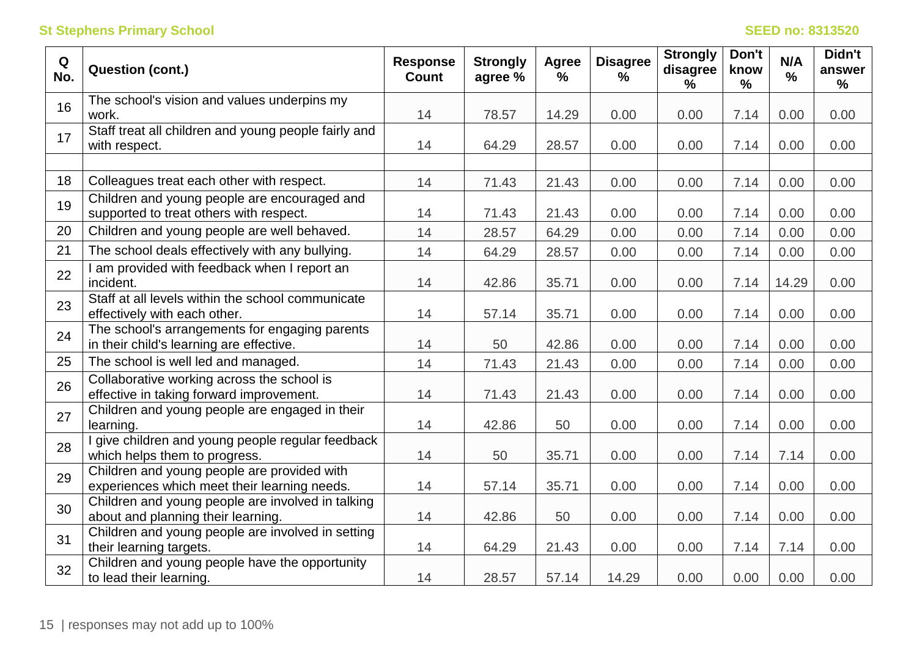| Q No. | Question (cont.) | Response Count | Strongly agree % | Agree % | Disagree % | Strongly disagree % | Don't know % | N/A % | Didn't answer % |
|---|---|---|---|---|---|---|---|---|---|
| 16 | The school's vision and values underpins my work. | 14 | 78.57 | 14.29 | 0.00 | 0.00 | 7.14 | 0.00 | 0.00 |
| 17 | Staff treat all children and young people fairly and with respect. | 14 | 64.29 | 28.57 | 0.00 | 0.00 | 7.14 | 0.00 | 0.00 |
| | | | | | | | | | |
| 18 | Colleagues treat each other with respect. | 14 | 71.43 | 21.43 | 0.00 | 0.00 | 7.14 | 0.00 | 0.00 |
| 19 | Children and young people are encouraged and supported to treat others with respect. | 14 | 71.43 | 21.43 | 0.00 | 0.00 | 7.14 | 0.00 | 0.00 |
| 20 | Children and young people are well behaved. | 14 | 28.57 | 64.29 | 0.00 | 0.00 | 7.14 | 0.00 | 0.00 |
| 21 | The school deals effectively with any bullying. | 14 | 64.29 | 28.57 | 0.00 | 0.00 | 7.14 | 0.00 | 0.00 |
| 22 | I am provided with feedback when I report an incident. | 14 | 42.86 | 35.71 | 0.00 | 0.00 | 7.14 | 14.29 | 0.00 |
| 23 | Staff at all levels within the school communicate effectively with each other. | 14 | 57.14 | 35.71 | 0.00 | 0.00 | 7.14 | 0.00 | 0.00 |
| 24 | The school's arrangements for engaging parents in their child's learning are effective. | 14 | 50 | 42.86 | 0.00 | 0.00 | 7.14 | 0.00 | 0.00 |
| 25 | The school is well led and managed. | 14 | 71.43 | 21.43 | 0.00 | 0.00 | 7.14 | 0.00 | 0.00 |
| 26 | Collaborative working across the school is effective in taking forward improvement. | 14 | 71.43 | 21.43 | 0.00 | 0.00 | 7.14 | 0.00 | 0.00 |
| 27 | Children and young people are engaged in their learning. | 14 | 42.86 | 50 | 0.00 | 0.00 | 7.14 | 0.00 | 0.00 |
| 28 | I give children and young people regular feedback which helps them to progress. | 14 | 50 | 35.71 | 0.00 | 0.00 | 7.14 | 7.14 | 0.00 |
| 29 | Children and young people are provided with experiences which meet their learning needs. | 14 | 57.14 | 35.71 | 0.00 | 0.00 | 7.14 | 0.00 | 0.00 |
| 30 | Children and young people are involved in talking about and planning their learning. | 14 | 42.86 | 50 | 0.00 | 0.00 | 7.14 | 0.00 | 0.00 |
| 31 | Children and young people are involved in setting their learning targets. | 14 | 64.29 | 21.43 | 0.00 | 0.00 | 7.14 | 7.14 | 0.00 |
| 32 | Children and young people have the opportunity to lead their learning. | 14 | 28.57 | 57.14 | 14.29 | 0.00 | 0.00 | 0.00 | 0.00 |

responses may not add up to 100%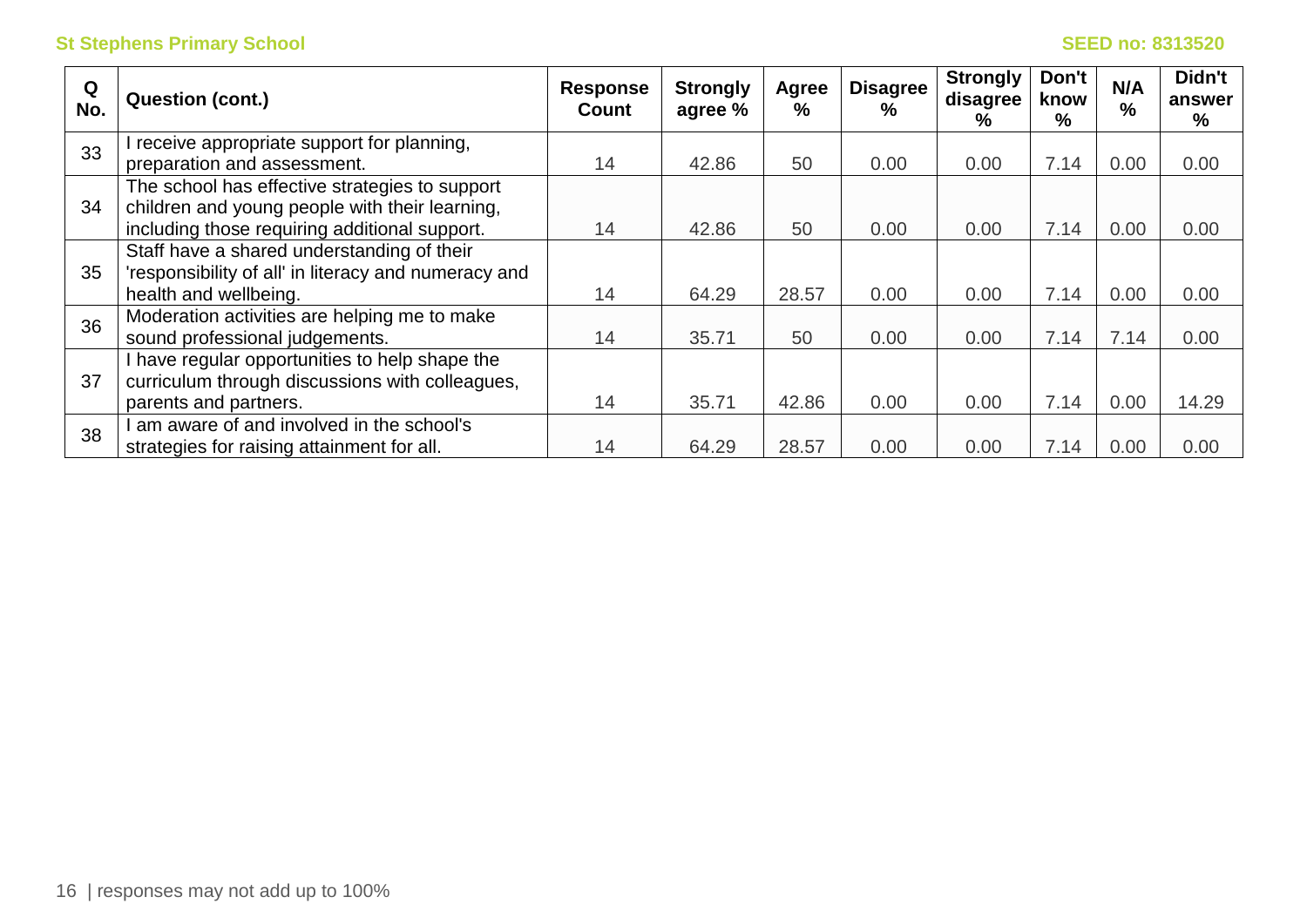| Q No. | Question (cont.) | Response Count | Strongly agree % | Agree % | Disagree % | Strongly disagree % | Don't know % | N/A % | Didn't answer % |
|---|---|---|---|---|---|---|---|---|---|
| 33 | I receive appropriate support for planning, preparation and assessment. | 14 | 42.86 | 50 | 0.00 | 0.00 | 7.14 | 0.00 | 0.00 |
| 34 | The school has effective strategies to support children and young people with their learning, including those requiring additional support. | 14 | 42.86 | 50 | 0.00 | 0.00 | 7.14 | 0.00 | 0.00 |
| 35 | Staff have a shared understanding of their 'responsibility of all' in literacy and numeracy and health and wellbeing. | 14 | 64.29 | 28.57 | 0.00 | 0.00 | 7.14 | 0.00 | 0.00 |
| 36 | Moderation activities are helping me to make sound professional judgements. | 14 | 35.71 | 50 | 0.00 | 0.00 | 7.14 | 7.14 | 0.00 |
| 37 | I have regular opportunities to help shape the curriculum through discussions with colleagues, parents and partners. | 14 | 35.71 | 42.86 | 0.00 | 0.00 | 7.14 | 0.00 | 14.29 |
| 38 | I am aware of and involved in the school's strategies for raising attainment for all. | 14 | 64.29 | 28.57 | 0.00 | 0.00 | 7.14 | 0.00 | 0.00 |

responses may not add up to 100%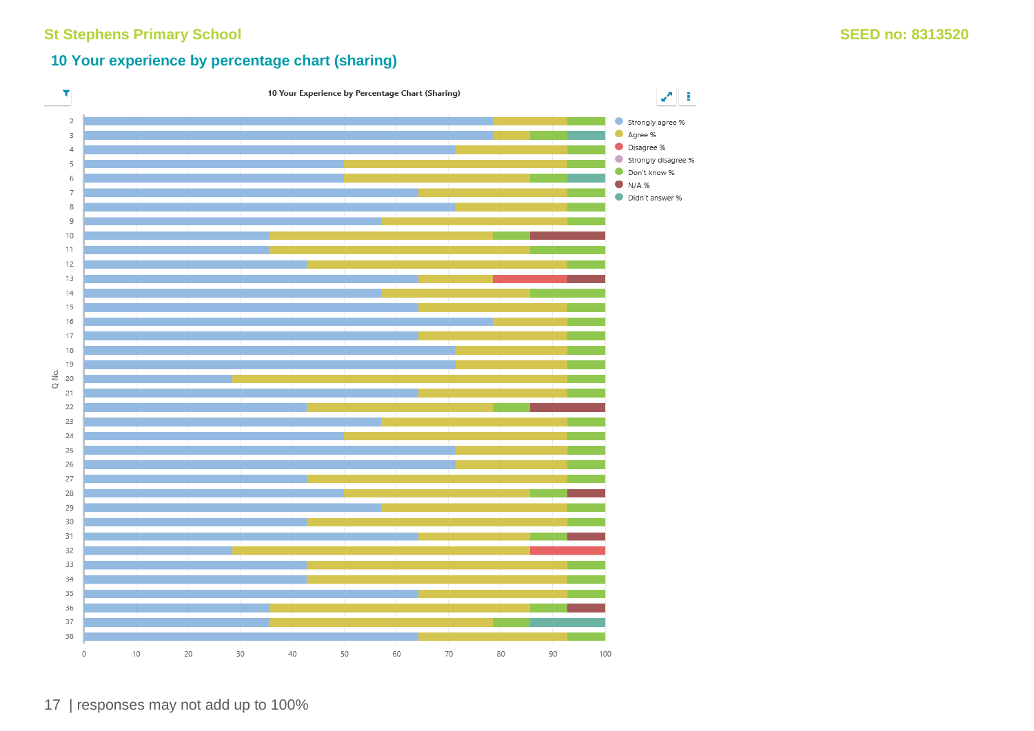St Stephens Primary School

SEED no: 8313520

## 10 Your experience by percentage chart (sharing)

10 Your Experience by Percentage Chart (Sharing)

Strongly agree %
Agree %
Disagree %
Strongly disagree %
Don't know %
N/A %
Didn't answer %

Q No.

2
3
4
5
6
7
8
9
10
11
12
13
14
15
16
17
18
19
20
21
22
23
24
25
26
27
28
29
30
31
32
33
34
35
36
37
38

0 10 20 30 40 50 60 70 80 90 100

| responses may not add up to 100%